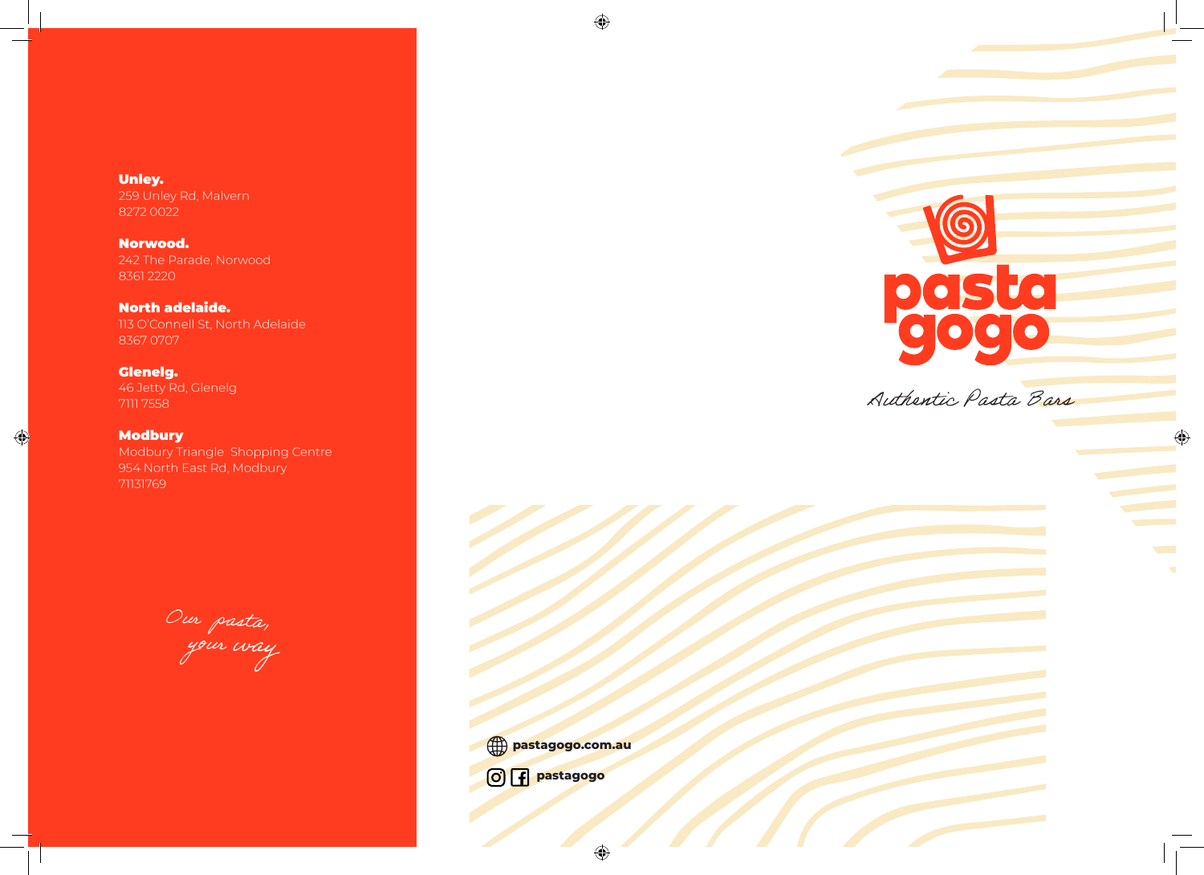**Unley.**
259 Unley Rd, Malvern
8272 0022

**Norwood.**
242 The Parade, Norwood
8361 2220

**North adelaide.**
113 O'Connell St, North Adelaide
8367 0707

**Glenelg.**
46 Jetty Rd, Glenelg
7111 7558

**Modbury**
Modbury Triangle Shopping Centre
954 North East Rd, Modbury
71131769

*Our pasta, your way*

pastagogo.com.au

pastagogo

# pasta gogo

*Authentic Pasta Bars*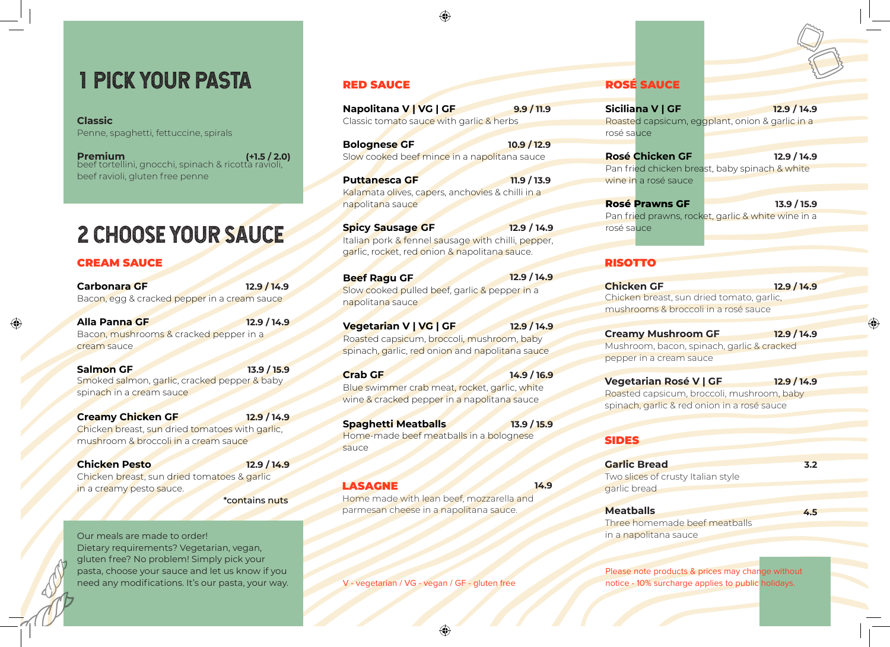# 1 PICK YOUR PASTA

**Classic**
Penne, spaghetti, fettuccine, spirals

**Premium** **(+1.5 / 2.0)**
beef tortellini, gnocchi, spinach & ricotta ravioli, beef ravioli, gluten free penne

# 2 CHOOSE YOUR SAUCE

## CREAM SAUCE

**Carbonara GF** **12.9 / 14.9**
Bacon, egg & cracked pepper in a cream sauce

**Alla Panna GF** **12.9 / 14.9**
Bacon, mushrooms & cracked pepper in a cream sauce

**Salmon GF** **13.9 / 15.9**
Smoked salmon, garlic, cracked pepper & baby spinach in a cream sauce

**Creamy Chicken GF** **12.9 / 14.9**
Chicken breast, sun dried tomatoes with garlic, mushroom & broccoli in a cream sauce

**Chicken Pesto** **12.9 / 14.9**
Chicken breast, sun dried tomatoes & garlic in a creamy pesto sauce.

*contains nuts

Our meals are made to order!
Dietary requirements? Vegetarian, vegan, gluten free? No problem! Simply pick your pasta, choose your sauce and let us know if you need any modifications. It's our pasta, your way.

## RED SAUCE

**Napolitana V | VG | GF** **9.9 / 11.9**
Classic tomato sauce with garlic & herbs

**Bolognese GF** **10.9 / 12.9**
Slow cooked beef mince in a napolitana sauce

**Puttanesca GF** **11.9 / 13.9**
Kalamata olives, capers, anchovies & chilli in a napolitana sauce

**Spicy Sausage GF** **12.9 / 14.9**
Italian pork & fennel sausage with chilli, pepper, garlic, rocket, red onion & napolitana sauce.

**Beef Ragu GF** **12.9 / 14.9**
Slow cooked pulled beef, garlic & pepper in a napolitana sauce

**Vegetarian V | VG | GF** **12.9 / 14.9**
Roasted capsicum, broccoli, mushroom, baby spinach, garlic, red onion and napolitana sauce

**Crab GF** **14.9 / 16.9**
Blue swimmer crab meat, rocket, garlic, white wine & cracked pepper in a napolitana sauce

**Spaghetti Meatballs** **13.9 / 15.9**
Home-made beef meatballs in a bolognese sauce

## LASAGNE **14.9**

Home made with lean beef, mozzarella and parmesan cheese in a napolitana sauce.

V - vegetarian / VG - vegan / GF - gluten free

## ROSÉ SAUCE

**Siciliana V | GF** **12.9 / 14.9**
Roasted capsicum, eggplant, onion & garlic in a rosé sauce

**Rosé Chicken GF** **12.9 / 14.9**
Pan fried chicken breast, baby spinach & white wine in a rosé sauce

**Rosé Prawns GF** **13.9 / 15.9**
Pan fried prawns, rocket, garlic & white wine in a rosé sauce

## RISOTTO

**Chicken GF** **12.9 / 14.9**
Chicken breast, sun dried tomato, garlic, mushrooms & broccoli in a rosé sauce

**Creamy Mushroom GF** **12.9 / 14.9**
Mushroom, bacon, spinach, garlic & cracked pepper in a cream sauce

**Vegetarian Rosé V | GF** **12.9 / 14.9**
Roasted capsicum, broccoli, mushroom, baby spinach, garlic & red onion in a rosé sauce

## SIDES

**Garlic Bread** **3.2**
Two slices of crusty Italian style garlic bread

**Meatballs** **4.5**
Three homemade beef meatballs in a napolitana sauce

Please note products & prices may change without notice - 10% surcharge applies to public holidays.